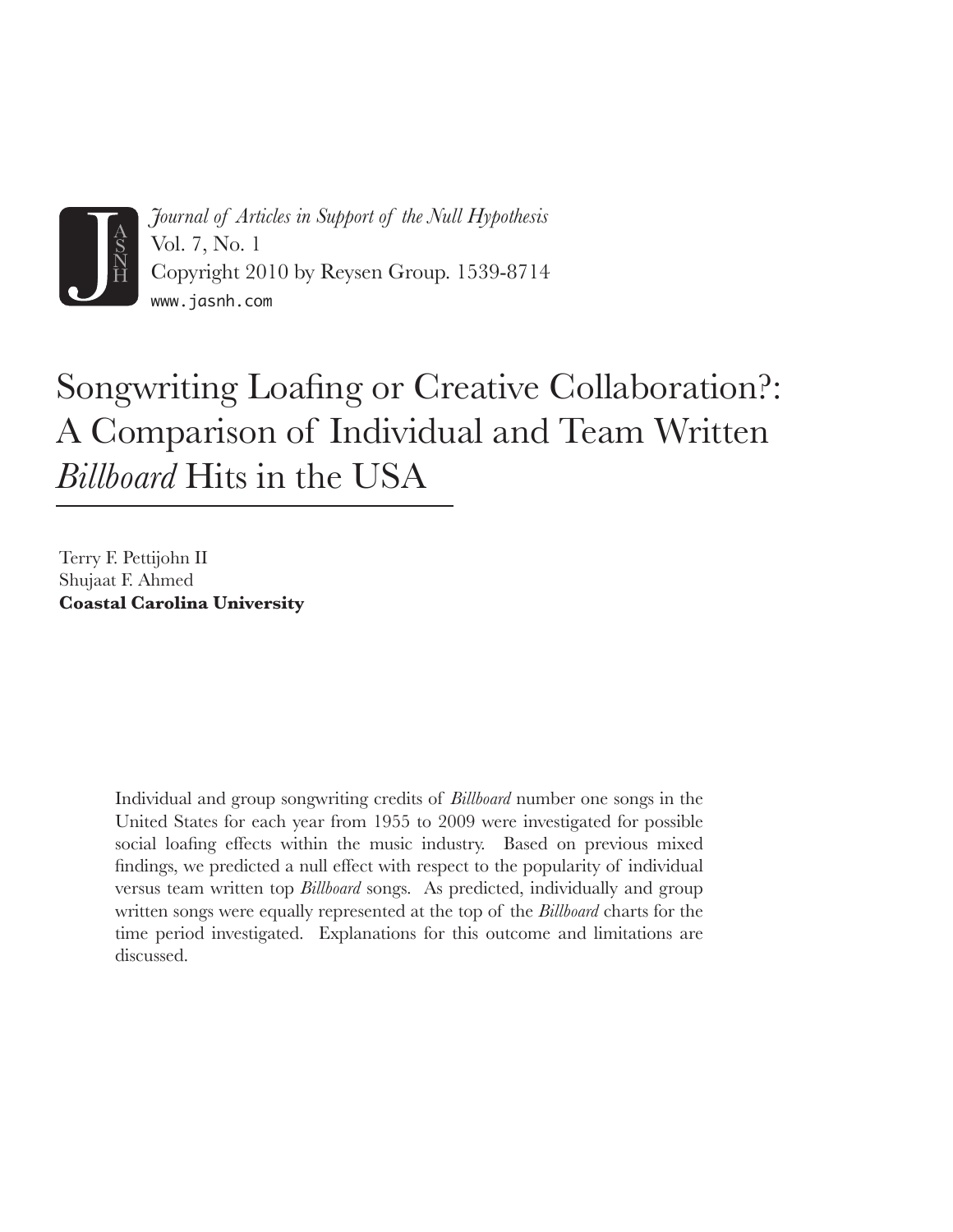*Journal of Articles in Support of the Null Hypothesis*
Vol. 7, No. 1
Copyright 2010 by Reysen Group. 1539-8714
www.jasnh.com

# Songwriting Loafing or Creative Collaboration?: A Comparison of Individual and Team Written *Billboard* Hits in the USA

Terry F. Pettijohn II
Shujaat F. Ahmed
**Coastal Carolina University**

Individual and group songwriting credits of *Billboard* number one songs in the United States for each year from 1955 to 2009 were investigated for possible social loafing effects within the music industry. Based on previous mixed findings, we predicted a null effect with respect to the popularity of individual versus team written top *Billboard* songs. As predicted, individually and group written songs were equally represented at the top of the *Billboard* charts for the time period investigated. Explanations for this outcome and limitations are discussed.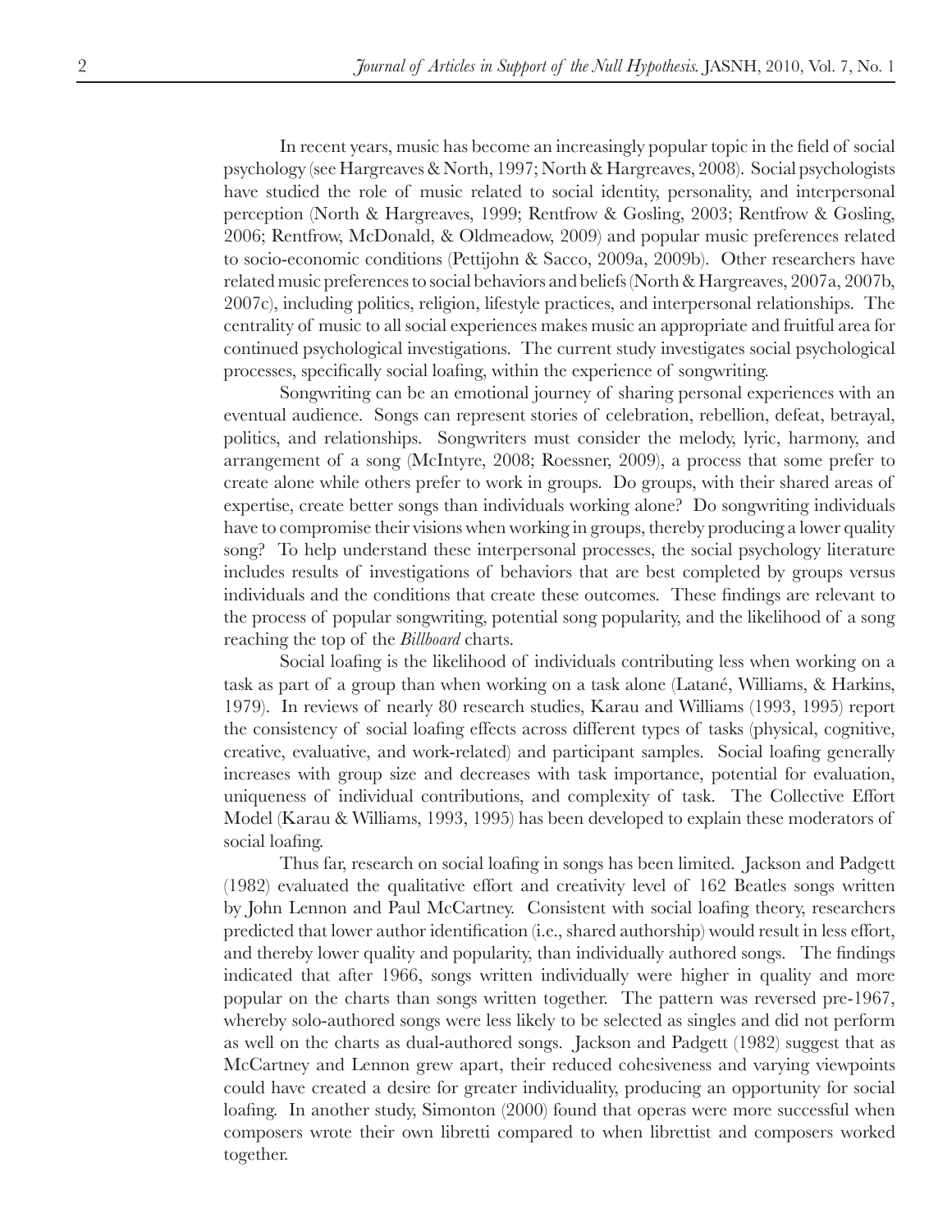In recent years, music has become an increasingly popular topic in the field of social psychology (see Hargreaves & North, 1997; North & Hargreaves, 2008). Social psychologists have studied the role of music related to social identity, personality, and interpersonal perception (North & Hargreaves, 1999; Rentfrow & Gosling, 2003; Rentfrow & Gosling, 2006; Rentfrow, McDonald, & Oldmeadow, 2009) and popular music preferences related to socio-economic conditions (Pettijohn & Sacco, 2009a, 2009b). Other researchers have related music preferences to social behaviors and beliefs (North & Hargreaves, 2007a, 2007b, 2007c), including politics, religion, lifestyle practices, and interpersonal relationships. The centrality of music to all social experiences makes music an appropriate and fruitful area for continued psychological investigations. The current study investigates social psychological processes, specifically social loafing, within the experience of songwriting.

Songwriting can be an emotional journey of sharing personal experiences with an eventual audience. Songs can represent stories of celebration, rebellion, defeat, betrayal, politics, and relationships. Songwriters must consider the melody, lyric, harmony, and arrangement of a song (McIntyre, 2008; Roessner, 2009), a process that some prefer to create alone while others prefer to work in groups. Do groups, with their shared areas of expertise, create better songs than individuals working alone? Do songwriting individuals have to compromise their visions when working in groups, thereby producing a lower quality song? To help understand these interpersonal processes, the social psychology literature includes results of investigations of behaviors that are best completed by groups versus individuals and the conditions that create these outcomes. These findings are relevant to the process of popular songwriting, potential song popularity, and the likelihood of a song reaching the top of the *Billboard* charts.

Social loafing is the likelihood of individuals contributing less when working on a task as part of a group than when working on a task alone (Latané, Williams, & Harkins, 1979). In reviews of nearly 80 research studies, Karau and Williams (1993, 1995) report the consistency of social loafing effects across different types of tasks (physical, cognitive, creative, evaluative, and work-related) and participant samples. Social loafing generally increases with group size and decreases with task importance, potential for evaluation, uniqueness of individual contributions, and complexity of task. The Collective Effort Model (Karau & Williams, 1993, 1995) has been developed to explain these moderators of social loafing.

Thus far, research on social loafing in songs has been limited. Jackson and Padgett (1982) evaluated the qualitative effort and creativity level of 162 Beatles songs written by John Lennon and Paul McCartney. Consistent with social loafing theory, researchers predicted that lower author identification (i.e., shared authorship) would result in less effort, and thereby lower quality and popularity, than individually authored songs. The findings indicated that after 1966, songs written individually were higher in quality and more popular on the charts than songs written together. The pattern was reversed pre-1967, whereby solo-authored songs were less likely to be selected as singles and did not perform as well on the charts as dual-authored songs. Jackson and Padgett (1982) suggest that as McCartney and Lennon grew apart, their reduced cohesiveness and varying viewpoints could have created a desire for greater individuality, producing an opportunity for social loafing. In another study, Simonton (2000) found that operas were more successful when composers wrote their own libretti compared to when librettist and composers worked together.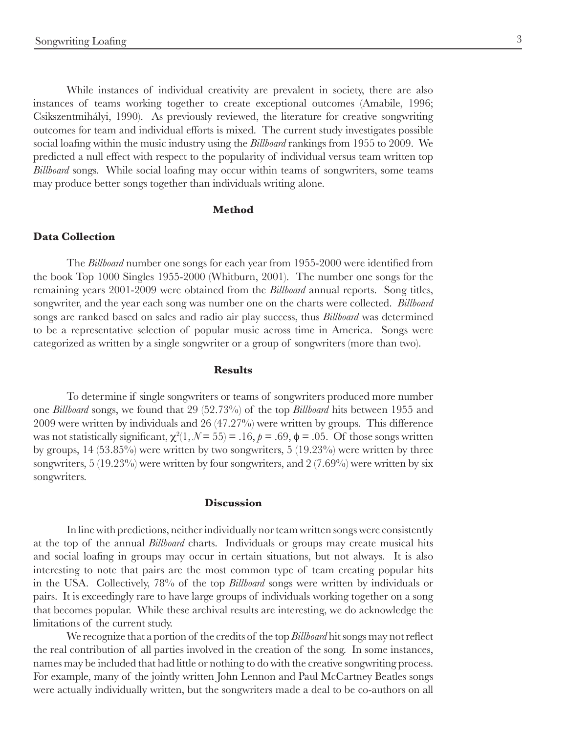While instances of individual creativity are prevalent in society, there are also instances of teams working together to create exceptional outcomes (Amabile, 1996; Csikszentmihályi, 1990). As previously reviewed, the literature for creative songwriting outcomes for team and individual efforts is mixed. The current study investigates possible social loafing within the music industry using the *Billboard* rankings from 1955 to 2009. We predicted a null effect with respect to the popularity of individual versus team written top *Billboard* songs. While social loafing may occur within teams of songwriters, some teams may produce better songs together than individuals writing alone.

## Method

### Data Collection

The *Billboard* number one songs for each year from 1955-2000 were identified from the book Top 1000 Singles 1955-2000 (Whitburn, 2001). The number one songs for the remaining years 2001-2009 were obtained from the *Billboard* annual reports. Song titles, songwriter, and the year each song was number one on the charts were collected. *Billboard* songs are ranked based on sales and radio air play success, thus *Billboard* was determined to be a representative selection of popular music across time in America. Songs were categorized as written by a single songwriter or a group of songwriters (more than two).

## Results

To determine if single songwriters or teams of songwriters produced more number one *Billboard* songs, we found that 29 (52.73%) of the top *Billboard* hits between 1955 and 2009 were written by individuals and 26 (47.27%) were written by groups. This difference was not statistically significant, $\chi^2(1, N = 55) = .16$, $p = .69$, $\phi = .05$. Of those songs written by groups, 14 (53.85%) were written by two songwriters, 5 (19.23%) were written by three songwriters, 5 (19.23%) were written by four songwriters, and 2 (7.69%) were written by six songwriters.

## Discussion

In line with predictions, neither individually nor team written songs were consistently at the top of the annual *Billboard* charts. Individuals or groups may create musical hits and social loafing in groups may occur in certain situations, but not always. It is also interesting to note that pairs are the most common type of team creating popular hits in the USA. Collectively, 78% of the top *Billboard* songs were written by individuals or pairs. It is exceedingly rare to have large groups of individuals working together on a song that becomes popular. While these archival results are interesting, we do acknowledge the limitations of the current study.

We recognize that a portion of the credits of the top *Billboard* hit songs may not reflect the real contribution of all parties involved in the creation of the song. In some instances, names may be included that had little or nothing to do with the creative songwriting process. For example, many of the jointly written John Lennon and Paul McCartney Beatles songs were actually individually written, but the songwriters made a deal to be co-authors on all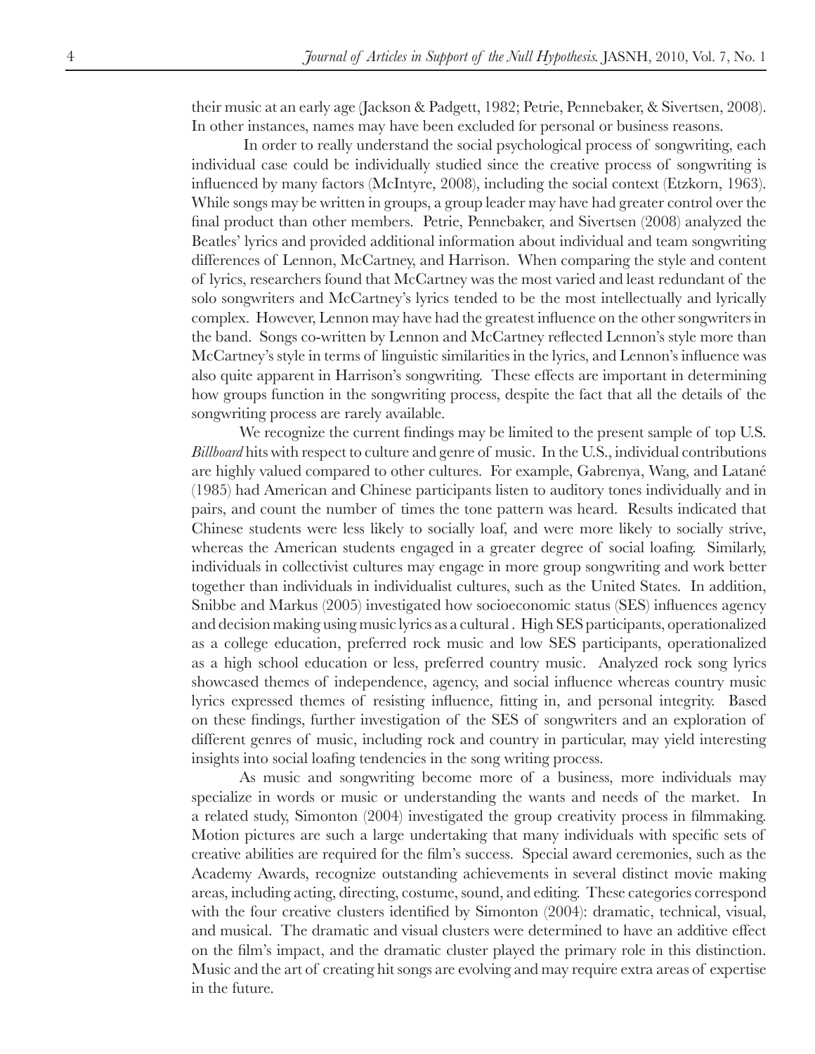their music at an early age (Jackson & Padgett, 1982; Petrie, Pennebaker, & Sivertsen, 2008). In other instances, names may have been excluded for personal or business reasons.

In order to really understand the social psychological process of songwriting, each individual case could be individually studied since the creative process of songwriting is influenced by many factors (McIntyre, 2008), including the social context (Etzkorn, 1963). While songs may be written in groups, a group leader may have had greater control over the final product than other members. Petrie, Pennebaker, and Sivertsen (2008) analyzed the Beatles' lyrics and provided additional information about individual and team songwriting differences of Lennon, McCartney, and Harrison. When comparing the style and content of lyrics, researchers found that McCartney was the most varied and least redundant of the solo songwriters and McCartney's lyrics tended to be the most intellectually and lyrically complex. However, Lennon may have had the greatest influence on the other songwriters in the band. Songs co-written by Lennon and McCartney reflected Lennon's style more than McCartney's style in terms of linguistic similarities in the lyrics, and Lennon's influence was also quite apparent in Harrison's songwriting. These effects are important in determining how groups function in the songwriting process, despite the fact that all the details of the songwriting process are rarely available.

We recognize the current findings may be limited to the present sample of top U.S. *Billboard* hits with respect to culture and genre of music. In the U.S., individual contributions are highly valued compared to other cultures. For example, Gabrenya, Wang, and Latané (1985) had American and Chinese participants listen to auditory tones individually and in pairs, and count the number of times the tone pattern was heard. Results indicated that Chinese students were less likely to socially loaf, and were more likely to socially strive, whereas the American students engaged in a greater degree of social loafing. Similarly, individuals in collectivist cultures may engage in more group songwriting and work better together than individuals in individualist cultures, such as the United States. In addition, Snibbe and Markus (2005) investigated how socioeconomic status (SES) influences agency and decision making using music lyrics as a cultural . High SES participants, operationalized as a college education, preferred rock music and low SES participants, operationalized as a high school education or less, preferred country music. Analyzed rock song lyrics showcased themes of independence, agency, and social influence whereas country music lyrics expressed themes of resisting influence, fitting in, and personal integrity. Based on these findings, further investigation of the SES of songwriters and an exploration of different genres of music, including rock and country in particular, may yield interesting insights into social loafing tendencies in the song writing process.

As music and songwriting become more of a business, more individuals may specialize in words or music or understanding the wants and needs of the market. In a related study, Simonton (2004) investigated the group creativity process in filmmaking. Motion pictures are such a large undertaking that many individuals with specific sets of creative abilities are required for the film's success. Special award ceremonies, such as the Academy Awards, recognize outstanding achievements in several distinct movie making areas, including acting, directing, costume, sound, and editing. These categories correspond with the four creative clusters identified by Simonton (2004): dramatic, technical, visual, and musical. The dramatic and visual clusters were determined to have an additive effect on the film's impact, and the dramatic cluster played the primary role in this distinction. Music and the art of creating hit songs are evolving and may require extra areas of expertise in the future.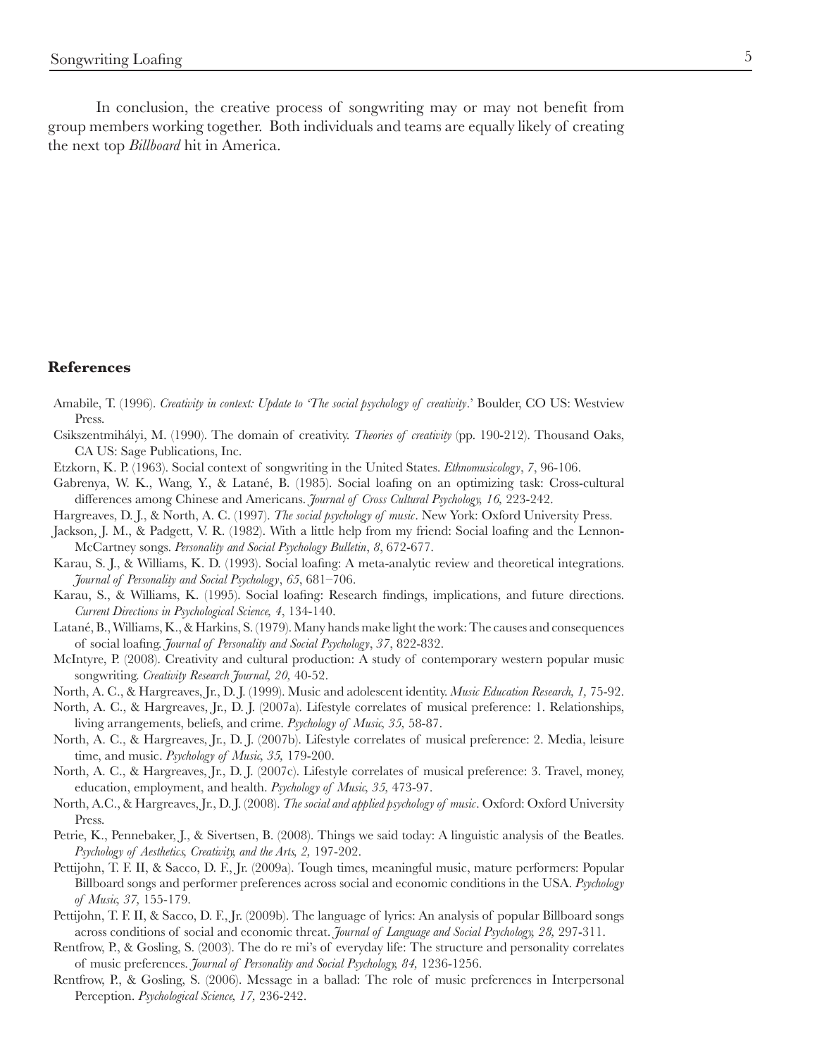In conclusion, the creative process of songwriting may or may not benefit from group members working together. Both individuals and teams are equally likely of creating the next top *Billboard* hit in America.

## References

Amabile, T. (1996). *Creativity in context: Update to 'The social psychology of creativity*.' Boulder, CO US: Westview Press.

Csikszentmihályi, M. (1990). The domain of creativity. *Theories of creativity* (pp. 190-212). Thousand Oaks, CA US: Sage Publications, Inc.

Etzkorn, K. P. (1963). Social context of songwriting in the United States. *Ethnomusicology*, *7*, 96-106.

Gabrenya, W. K., Wang, Y., & Latané, B. (1985). Social loafing on an optimizing task: Cross-cultural differences among Chinese and Americans. *Journal of Cross Cultural Psychology, 16,* 223-242.

Hargreaves, D. J., & North, A. C. (1997). *The social psychology of music*. New York: Oxford University Press.

Jackson, J. M., & Padgett, V. R. (1982). With a little help from my friend: Social loafing and the Lennon-McCartney songs. *Personality and Social Psychology Bulletin*, *8*, 672-677.

Karau, S. J., & Williams, K. D. (1993). Social loafing: A meta-analytic review and theoretical integrations. *Journal of Personality and Social Psychology*, *65*, 681–706.

Karau, S., & Williams, K. (1995). Social loafing: Research findings, implications, and future directions. *Current Directions in Psychological Science, 4*, 134-140.

Latané, B., Williams, K., & Harkins, S. (1979). Many hands make light the work: The causes and consequences of social loafing. *Journal of Personality and Social Psychology*, *37*, 822-832.

McIntyre, P. (2008). Creativity and cultural production: A study of contemporary western popular music songwriting. *Creativity Research Journal, 20,* 40-52.

North, A. C., & Hargreaves, Jr., D. J. (1999). Music and adolescent identity. *Music Education Research, 1,* 75-92.

North, A. C., & Hargreaves, Jr., D. J. (2007a). Lifestyle correlates of musical preference: 1. Relationships, living arrangements, beliefs, and crime. *Psychology of Music, 35,* 58-87.

North, A. C., & Hargreaves, Jr., D. J. (2007b). Lifestyle correlates of musical preference: 2. Media, leisure time, and music. *Psychology of Music, 35,* 179-200.

North, A. C., & Hargreaves, Jr., D. J. (2007c). Lifestyle correlates of musical preference: 3. Travel, money, education, employment, and health. *Psychology of Music, 35,* 473-97.

North, A.C., & Hargreaves, Jr., D. J. (2008). *The social and applied psychology of music*. Oxford: Oxford University Press.

Petrie, K., Pennebaker, J., & Sivertsen, B. (2008). Things we said today: A linguistic analysis of the Beatles. *Psychology of Aesthetics, Creativity, and the Arts, 2,* 197-202.

Pettijohn, T. F. II, & Sacco, D. F., Jr. (2009a). Tough times, meaningful music, mature performers: Popular Billboard songs and performer preferences across social and economic conditions in the USA. *Psychology of Music, 37,* 155-179.

Pettijohn, T. F. II, & Sacco, D. F., Jr. (2009b). The language of lyrics: An analysis of popular Billboard songs across conditions of social and economic threat. *Journal of Language and Social Psychology, 28,* 297-311.

Rentfrow, P., & Gosling, S. (2003). The do re mi's of everyday life: The structure and personality correlates of music preferences. *Journal of Personality and Social Psychology, 84,* 1236-1256.

Rentfrow, P., & Gosling, S. (2006). Message in a ballad: The role of music preferences in Interpersonal Perception. *Psychological Science, 17,* 236-242.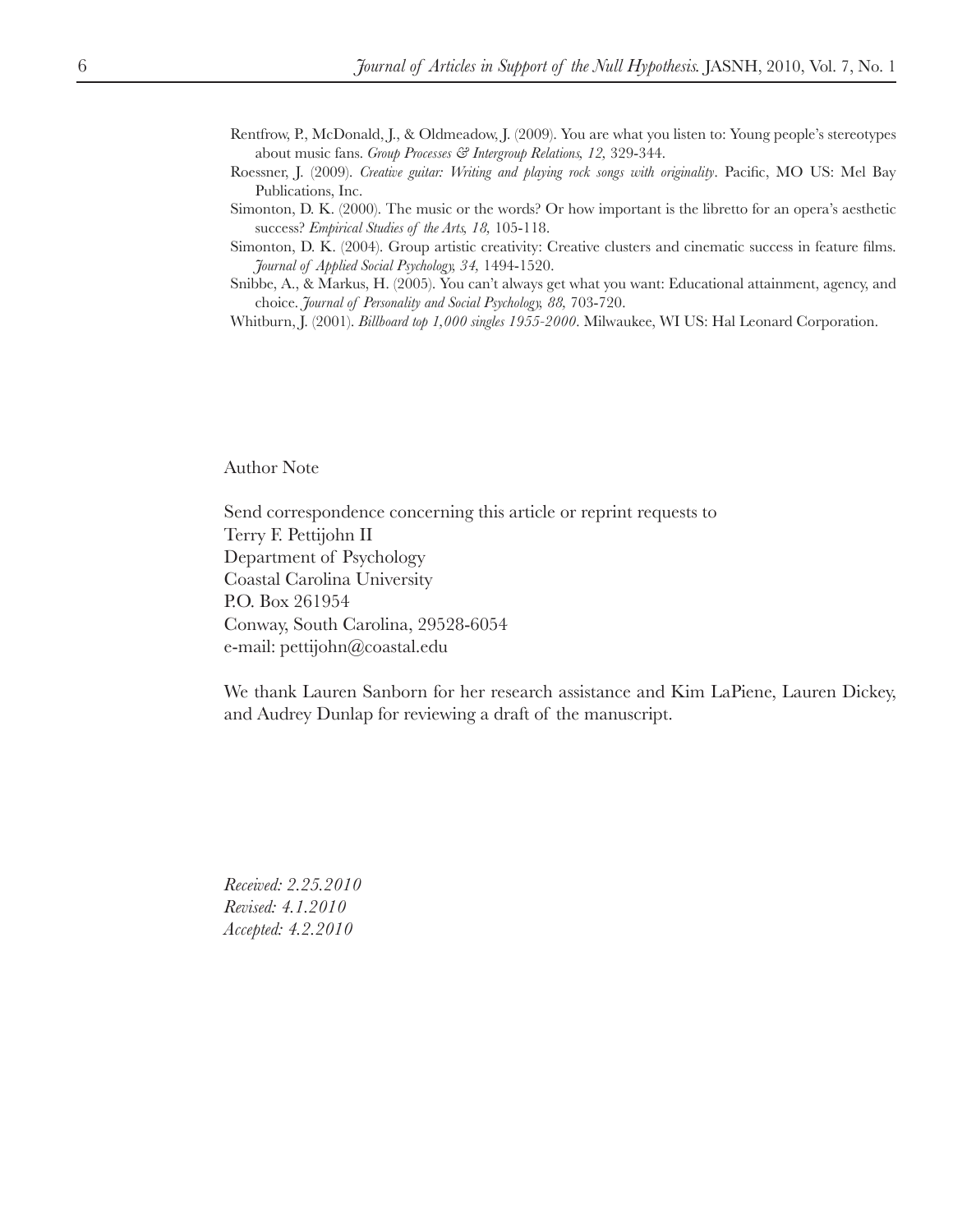Rentfrow, P., McDonald, J., & Oldmeadow, J. (2009). You are what you listen to: Young people's stereotypes about music fans. *Group Processes & Intergroup Relations, 12,* 329-344.

Roessner, J. (2009). *Creative guitar: Writing and playing rock songs with originality*. Pacific, MO US: Mel Bay Publications, Inc.

Simonton, D. K. (2000). The music or the words? Or how important is the libretto for an opera's aesthetic success? *Empirical Studies of the Arts, 18,* 105-118.

Simonton, D. K. (2004). Group artistic creativity: Creative clusters and cinematic success in feature films. *Journal of Applied Social Psychology, 34,* 1494-1520.

Snibbe, A., & Markus, H. (2005). You can't always get what you want: Educational attainment, agency, and choice. *Journal of Personality and Social Psychology, 88,* 703-720.

Whitburn, J. (2001). *Billboard top 1,000 singles 1955-2000*. Milwaukee, WI US: Hal Leonard Corporation.

Author Note

Send correspondence concerning this article or reprint requests to
Terry F. Pettijohn II
Department of Psychology
Coastal Carolina University
P.O. Box 261954
Conway, South Carolina, 29528-6054
e-mail: pettijohn@coastal.edu

We thank Lauren Sanborn for her research assistance and Kim LaPiene, Lauren Dickey, and Audrey Dunlap for reviewing a draft of the manuscript.

*Received: 2.25.2010*
*Revised: 4.1.2010*
*Accepted: 4.2.2010*